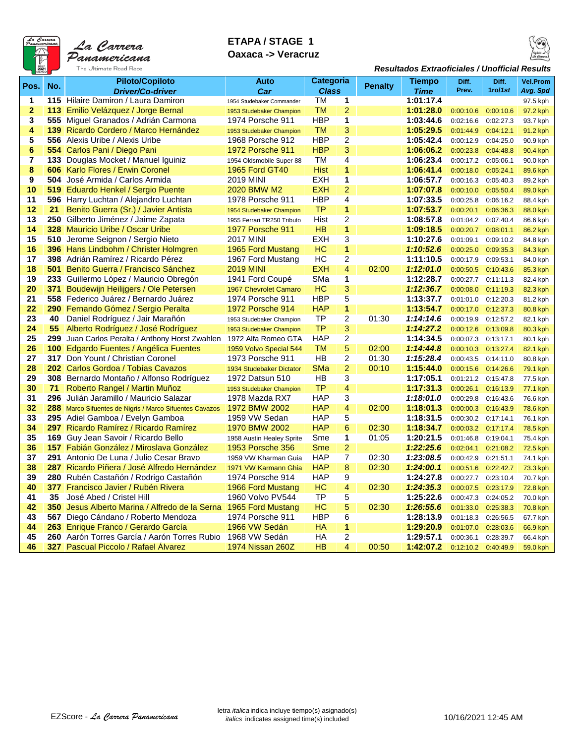La Carrera Panamericana
The Ultimate Road Race

# ETAPA / STAGE 1
## Oaxaca -> Veracruz

*Resultados Extraoficiales / Unofficial Results*

| Pos. | No. | Piloto/Copiloto *Driver/Co-driver* | Auto *Car* | Categoria *Class* | | Penalty | Tiempo *Time* | Diff. Prev. | Diff. 1ro/*1st* | Vel.Prom *Avg. Spd* |
|---|---|---|---|---|---|---|---|---|---|---|
| 1 | 115 | Hilaire Damiron / Laura Damiron | 1954 Studebaker Commander | TM | 1 | | 1:01:17.4 | | | 97.5 kph |
| 2 | 113 | Emilio Velázquez / Jorge Bernal | 1953 Studebaker Champion | TM | 2 | | 1:01:28.0 | 0:00:10.6 | 0:00:10.6 | 97.2 kph |
| 3 | 555 | Miguel Granados / Adrián Carmona | 1974 Porsche 911 | HBP | 1 | | 1:03:44.6 | 0:02:16.6 | 0:02:27.3 | 93.7 kph |
| 4 | 139 | Ricardo Cordero / Marco Hernández | 1953 Studebaker Champion | TM | 3 | | 1:05:29.5 | 0:01:44.9 | 0:04:12.1 | 91.2 kph |
| 5 | 556 | Alexis Uribe / Alexis Uribe | 1968 Porsche 912 | HBP | 2 | | 1:05:42.4 | 0:00:12.9 | 0:04:25.0 | 90.9 kph |
| 6 | 554 | Carlos Pani / Diego Pani | 1972 Porsche 911 | HBP | 3 | | 1:06:06.2 | 0:00:23.8 | 0:04:48.8 | 90.4 kph |
| 7 | 133 | Douglas Mocket / Manuel Iguiniz | 1954 Oldsmobile Super 88 | TM | 4 | | 1:06:23.4 | 0:00:17.2 | 0:05:06.1 | 90.0 kph |
| 8 | 606 | Karlo Flores / Erwin Coronel | 1965 Ford GT40 | Hist | 1 | | 1:06:41.4 | 0:00:18.0 | 0:05:24.1 | 89.6 kph |
| 9 | 504 | José Armida / Carlos Armida | 2019 MINI | EXH | 1 | | 1:06:57.7 | 0:00:16.3 | 0:05:40.3 | 89.2 kph |
| 10 | 519 | Eduardo Henkel / Sergio Puente | 2020 BMW M2 | EXH | 2 | | 1:07:07.8 | 0:00:10.0 | 0:05:50.4 | 89.0 kph |
| 11 | 596 | Harry Luchtan / Alejandro Luchtan | 1978 Porsche 911 | HBP | 4 | | 1:07:33.5 | 0:00:25.8 | 0:06:16.2 | 88.4 kph |
| 12 | 21 | Benito Guerra (Sr.) / Javier Antista | 1954 Studebaker Champion | TP | 1 | | 1:07:53.7 | 0:00:20.1 | 0:06:36.3 | 88.0 kph |
| 13 | 250 | Gilberto Jiménez / Jaime Zapata | 1955 Ferrari TR250 Tributo | Hist | 2 | | 1:08:57.8 | 0:01:04.2 | 0:07:40.4 | 86.6 kph |
| 14 | 328 | Mauricio Uribe / Oscar Uribe | 1977 Porsche 911 | HB | 1 | | 1:09:18.5 | 0:00:20.7 | 0:08:01.1 | 86.2 kph |
| 15 | 510 | Jerome Seignon / Sergio Nieto | 2017 MINI | EXH | 3 | | 1:10:27.6 | 0:01:09.1 | 0:09:10.2 | 84.8 kph |
| 16 | 396 | Hans Lindbohm / Christer Holmgren | 1965 Ford Mustang | HC | 1 | | *1:10:52.6* | 0:00:25.0 | 0:09:35.3 | 84.3 kph |
| 17 | 398 | Adrián Ramírez / Ricardo Pérez | 1967 Ford Mustang | HC | 2 | | 1:11:10.5 | 0:00:17.9 | 0:09:53.1 | 84.0 kph |
| 18 | 501 | Benito Guerra / Francisco Sánchez | 2019 MINI | EXH | 4 | 02:00 | *1:12:01.0* | 0:00:50.5 | 0:10:43.6 | 85.3 kph |
| 19 | 233 | Guillermo López / Mauricio Obregón | 1941 Ford Coupé | SMa | 1 | | 1:12:28.7 | 0:00:27.7 | 0:11:11.3 | 82.4 kph |
| 20 | 371 | Boudewijn Heilijgers / Ole Petersen | 1967 Chevrolet Camaro | HC | 3 | | *1:12:36.7* | 0:00:08.0 | 0:11:19.3 | 82.3 kph |
| 21 | 558 | Federico Juárez / Bernardo Juárez | 1974 Porsche 911 | HBP | 5 | | 1:13:37.7 | 0:01:01.0 | 0:12:20.3 | 81.2 kph |
| 22 | 290 | Fernando Gómez / Sergio Peralta | 1972 Porsche 914 | HAP | 1 | | 1:13:54.7 | 0:00:17.0 | 0:12:37.3 | 80.8 kph |
| 23 | 40 | Daniel Rodríguez / Jair Marañón | 1953 Studebaker Champion | TP | 2 | 01:30 | *1:14:14.6* | 0:00:19.9 | 0:12:57.2 | 82.1 kph |
| 24 | 55 | Alberto Rodríguez / José Rodríguez | 1953 Studebaker Champion | TP | 3 | | *1:14:27.2* | 0:00:12.6 | 0:13:09.8 | 80.3 kph |
| 25 | 299 | Juan Carlos Peralta / Anthony Horst Zwahlen | 1972 Alfa Romeo GTA | HAP | 2 | | 1:14:34.5 | 0:00:07.3 | 0:13:17.1 | 80.1 kph |
| 26 | 100 | Edgardo Fuentes / Angélica Fuentes | 1959 Volvo Special 544 | TM | 5 | 02:00 | *1:14:44.8* | 0:00:10.3 | 0:13:27.4 | 82.1 kph |
| 27 | 317 | Don Yount / Christian Coronel | 1973 Porsche 911 | HB | 2 | 01:30 | *1:15:28.4* | 0:00:43.5 | 0:14:11.0 | 80.8 kph |
| 28 | 202 | Carlos Gordoa / Tobías Cavazos | 1934 Studebaker Dictator | SMa | 2 | 00:10 | 1:15:44.0 | 0:00:15.6 | 0:14:26.6 | 79.1 kph |
| 29 | 308 | Bernardo Montaño / Alfonso Rodríguez | 1972 Datsun 510 | HB | 3 | | 1:17:05.1 | 0:01:21.2 | 0:15:47.8 | 77.5 kph |
| 30 | 71 | Roberto Rangel / Martin Muñoz | 1953 Studebaker Champion | TP | 4 | | 1:17:31.3 | 0:00:26.1 | 0:16:13.9 | 77.1 kph |
| 31 | 296 | Julián Jaramillo / Mauricio Salazar | 1978 Mazda RX7 | HAP | 3 | | *1:18:01.0* | 0:00:29.8 | 0:16:43.6 | 76.6 kph |
| 32 | 288 | Marco Sifuentes de Nigris / Marco Sifuentes Cavazos | 1972 BMW 2002 | HAP | 4 | 02:00 | 1:18:01.3 | 0:00:00.3 | 0:16:43.9 | 78.6 kph |
| 33 | 295 | Adiel Gamboa / Evelyn Gamboa | 1959 VW Sedan | HAP | 5 | | 1:18:31.5 | 0:00:30.2 | 0:17:14.1 | 76.1 kph |
| 34 | 297 | Ricardo Ramírez / Ricardo Ramírez | 1970 BMW 2002 | HAP | 6 | 02:30 | 1:18:34.7 | 0:00:03.2 | 0:17:17.4 | 78.5 kph |
| 35 | 169 | Guy Jean Savoir / Ricardo Bello | 1958 Austin Healey Sprite | Sme | 1 | 01:05 | 1:20:21.5 | 0:01:46.8 | 0:19:04.1 | 75.4 kph |
| 36 | 157 | Fabián González / Miroslava González | 1953 Porsche 356 | Sme | 2 | | *1:22:25.6* | 0:02:04.1 | 0:21:08.2 | 72.5 kph |
| 37 | 291 | Antonio De Luna / Julio Cesar Bravo | 1959 VW Kharman Guia | HAP | 7 | 02:30 | *1:23:08.5* | 0:00:42.9 | 0:21:51.1 | 74.1 kph |
| 38 | 287 | Ricardo Piñera / José Alfredo Hernández | 1971 VW Karmann Ghia | HAP | 8 | 02:30 | *1:24:00.1* | 0:00:51.6 | 0:22:42.7 | 73.3 kph |
| 39 | 280 | Rubén Castañón / Rodrigo Castañón | 1974 Porsche 914 | HAP | 9 | | 1:24:27.8 | 0:00:27.7 | 0:23:10.4 | 70.7 kph |
| 40 | 377 | Francisco Javier / Rubén Rivera | 1966 Ford Mustang | HC | 4 | 02:30 | *1:24:35.3* | 0:00:07.5 | 0:23:17.9 | 72.8 kph |
| 41 | 35 | José Abed / Cristel Hill | 1960 Volvo PV544 | TP | 5 | | 1:25:22.6 | 0:00:47.3 | 0:24:05.2 | 70.0 kph |
| 42 | 350 | Jesus Alberto Marina / Alfredo de la Serna | 1965 Ford Mustang | HC | 5 | 02:30 | *1:26:55.6* | 0:01:33.0 | 0:25:38.3 | 70.8 kph |
| 43 | 567 | Diego Cándano / Roberto Mendoza | 1974 Porsche 911 | HBP | 6 | | 1:28:13.9 | 0:01:18.3 | 0:26:56.5 | 67.7 kph |
| 44 | 263 | Enrique Franco / Gerardo García | 1966 VW Sedán | HA | 1 | | 1:29:20.9 | 0:01:07.0 | 0:28:03.6 | 66.9 kph |
| 45 | 260 | Aarón Torres García / Aarón Torres Rubio | 1968 VW Sedán | HA | 2 | | 1:29:57.1 | 0:00:36.1 | 0:28:39.7 | 66.4 kph |
| 46 | 327 | Pascual Piccolo / Rafael Álvarez | 1974 Nissan 260Z | HB | 4 | 00:50 | 1:42:07.2 | 0:12:10.2 | 0:40:49.9 | 59.0 kph |

EZScore - *La Carrera Panamericana*

letra *italica* indica incluye tiempo(s) asignado(s)
*italics* indicates assigned time(s) included

10/16/2021 12:45 AM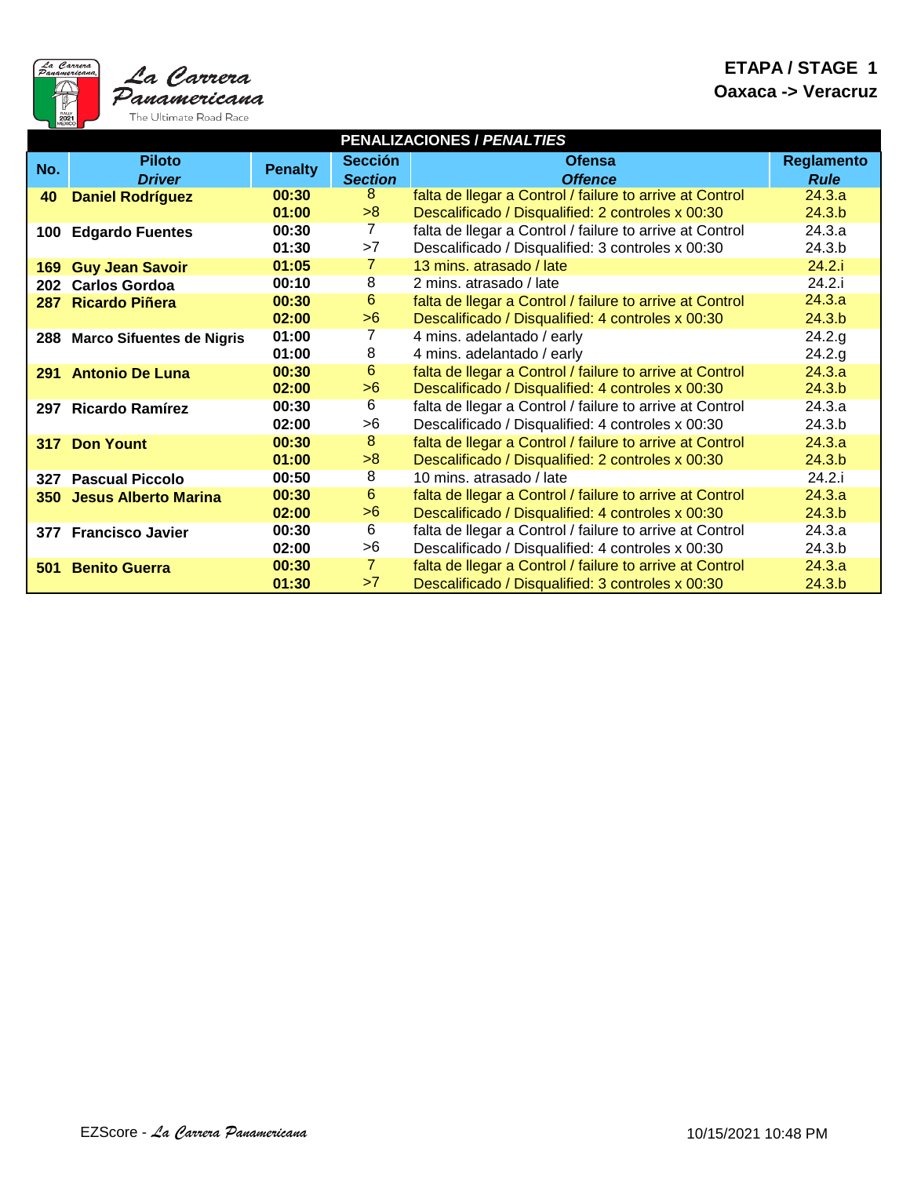La Carrera Panamericana
The Ultimate Road Race

**ETAPA / STAGE 1**
**Oaxaca -> Veracruz**

**PENALIZACIONES / *PENALTIES***

| No. | Piloto *Driver* | Penalty | Sección *Section* | Ofensa *Offence* | Reglamento *Rule* |
|---|---|---|---|---|---|
| **40** | **Daniel Rodríguez** | **00:30** | 8 | falta de llegar a Control / failure to arrive at Control | 24.3.a |
| | | **01:00** | >8 | Descalificado / Disqualified: 2 controles x 00:30 | 24.3.b |
| **100** | **Edgardo Fuentes** | **00:30** | 7 | falta de llegar a Control / failure to arrive at Control | 24.3.a |
| | | **01:30** | >7 | Descalificado / Disqualified: 3 controles x 00:30 | 24.3.b |
| **169** | **Guy Jean Savoir** | **01:05** | 7 | 13 mins. atrasado / late | 24.2.i |
| **202** | **Carlos Gordoa** | **00:10** | 8 | 2 mins. atrasado / late | 24.2.i |
| **287** | **Ricardo Piñera** | **00:30** | 6 | falta de llegar a Control / failure to arrive at Control | 24.3.a |
| | | **02:00** | >6 | Descalificado / Disqualified: 4 controles x 00:30 | 24.3.b |
| **288** | **Marco Sifuentes de Nigris** | **01:00** | 7 | 4 mins. adelantado / early | 24.2.g |
| | | **01:00** | 8 | 4 mins. adelantado / early | 24.2.g |
| **291** | **Antonio De Luna** | **00:30** | 6 | falta de llegar a Control / failure to arrive at Control | 24.3.a |
| | | **02:00** | >6 | Descalificado / Disqualified: 4 controles x 00:30 | 24.3.b |
| **297** | **Ricardo Ramírez** | **00:30** | 6 | falta de llegar a Control / failure to arrive at Control | 24.3.a |
| | | **02:00** | >6 | Descalificado / Disqualified: 4 controles x 00:30 | 24.3.b |
| **317** | **Don Yount** | **00:30** | 8 | falta de llegar a Control / failure to arrive at Control | 24.3.a |
| | | **01:00** | >8 | Descalificado / Disqualified: 2 controles x 00:30 | 24.3.b |
| **327** | **Pascual Piccolo** | **00:50** | 8 | 10 mins. atrasado / late | 24.2.i |
| **350** | **Jesus Alberto Marina** | **00:30** | 6 | falta de llegar a Control / failure to arrive at Control | 24.3.a |
| | | **02:00** | >6 | Descalificado / Disqualified: 4 controles x 00:30 | 24.3.b |
| **377** | **Francisco Javier** | **00:30** | 6 | falta de llegar a Control / failure to arrive at Control | 24.3.a |
| | | **02:00** | >6 | Descalificado / Disqualified: 4 controles x 00:30 | 24.3.b |
| **501** | **Benito Guerra** | **00:30** | 7 | falta de llegar a Control / failure to arrive at Control | 24.3.a |
| | | **01:30** | >7 | Descalificado / Disqualified: 3 controles x 00:30 | 24.3.b |

EZScore - *La Carrera Panamericana* 10/15/2021 10:48 PM